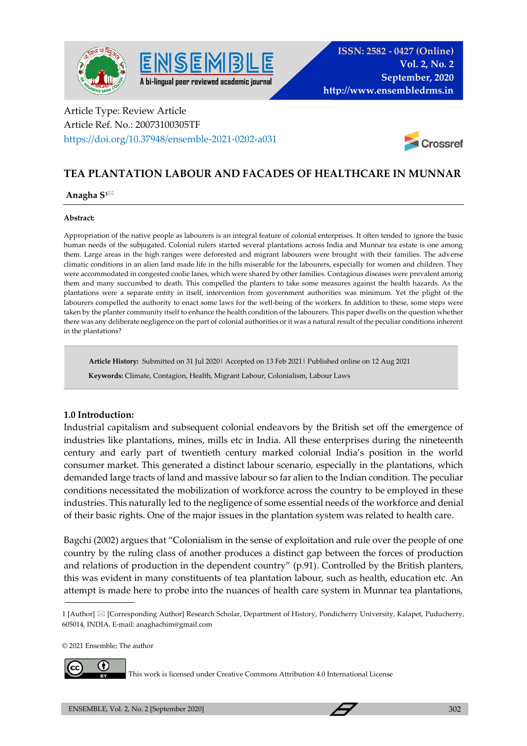Article Type: Review Article
Article Ref. No.: 20073100305TF
https://doi.org/10.37948/ensemble-2021-0202-a031

# TEA PLANTATION LABOUR AND FACADES OF HEALTHCARE IN MUNNAR

**Anagha S**[1]

**Abstract:**

Appropriation of the native people as labourers is an integral feature of colonial enterprises. It often tended to ignore the basic human needs of the subjugated. Colonial rulers started several plantations across India and Munnar tea estate is one among them. Large areas in the high ranges were deforested and migrant labourers were brought with their families. The adverse climatic conditions in an alien land made life in the hills miserable for the labourers, especially for women and children. They were accommodated in congested coolie lanes, which were shared by other families. Contagious diseases were prevalent among them and many succumbed to death. This compelled the planters to take some measures against the health hazards. As the plantations were a separate entity in itself, intervention from government authorities was minimum. Yet the plight of the labourers compelled the authority to enact some laws for the well-being of the workers. In addition to these, some steps were taken by the planter community itself to enhance the health condition of the labourers. This paper dwells on the question whether there was any deliberate negligence on the part of colonial authorities or it was a natural result of the peculiar conditions inherent in the plantations?

**Article History:** Submitted on 31 Jul 2020 | Accepted on 13 Feb 2021 | Published online on 12 Aug 2021

**Keywords:** Climate, Contagion, Health, Migrant Labour, Colonialism, Labour Laws

## 1.0 Introduction:

Industrial capitalism and subsequent colonial endeavors by the British set off the emergence of industries like plantations, mines, mills etc in India. All these enterprises during the nineteenth century and early part of twentieth century marked colonial India's position in the world consumer market. This generated a distinct labour scenario, especially in the plantations, which demanded large tracts of land and massive labour so far alien to the Indian condition. The peculiar conditions necessitated the mobilization of workforce across the country to be employed in these industries. This naturally led to the negligence of some essential needs of the workforce and denial of their basic rights. One of the major issues in the plantation system was related to health care.

Bagchi (2002) argues that "Colonialism in the sense of exploitation and rule over the people of one country by the ruling class of another produces a distinct gap between the forces of production and relations of production in the dependent country" (p.91). Controlled by the British planters, this was evident in many constituents of tea plantation labour, such as health, education etc. An attempt is made here to probe into the nuances of health care system in Munnar tea plantations,

---

1 [Author] ✉ [Corresponding Author] Research Scholar, Department of History, Pondicherry University, Kalapet, Puducherry, 605014, INDIA. E-mail: anaghachim@gmail.com

© 2021 Ensemble; The author

This work is licensed under Creative Commons Attribution 4.0 International License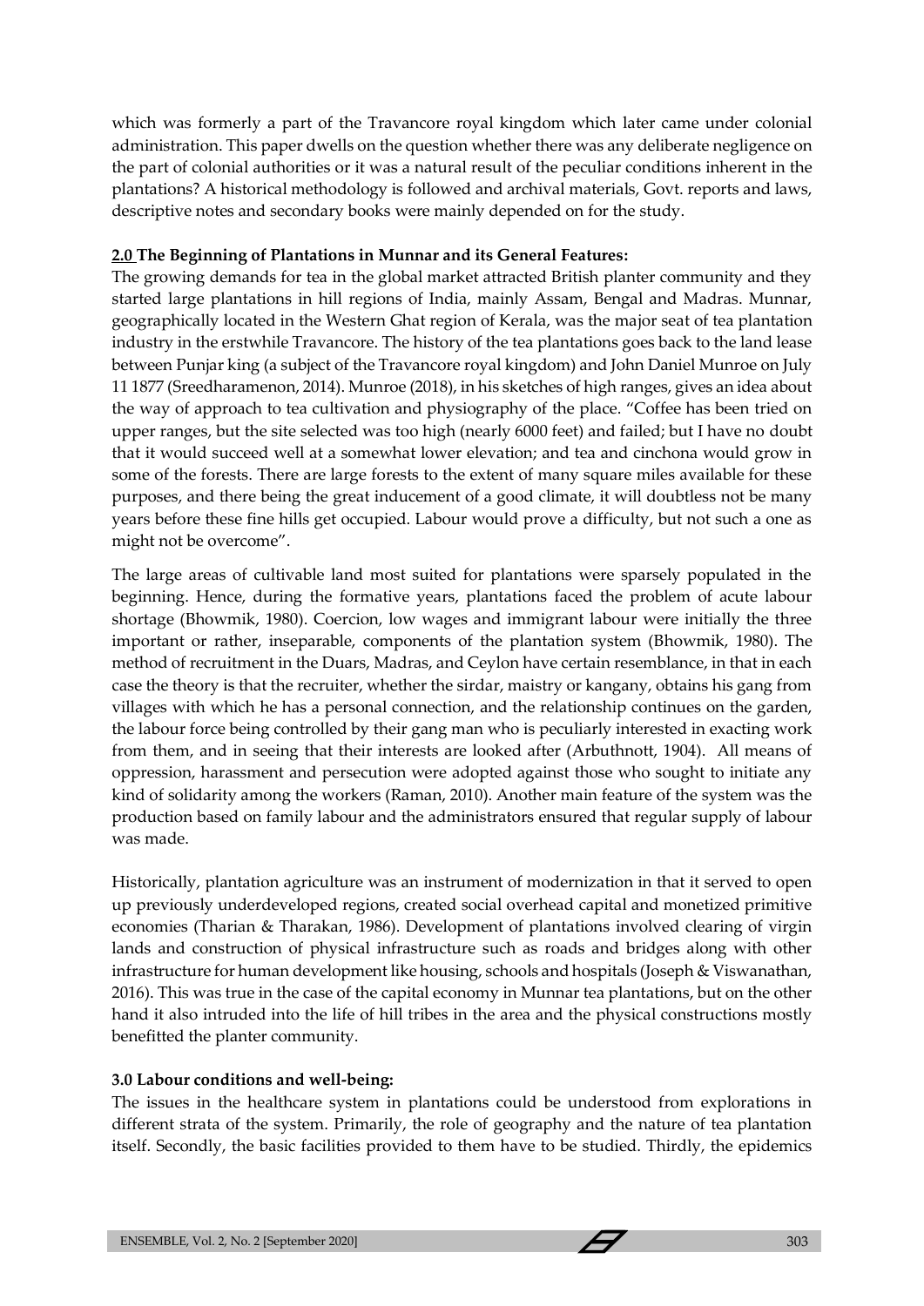which was formerly a part of the Travancore royal kingdom which later came under colonial administration. This paper dwells on the question whether there was any deliberate negligence on the part of colonial authorities or it was a natural result of the peculiar conditions inherent in the plantations? A historical methodology is followed and archival materials, Govt. reports and laws, descriptive notes and secondary books were mainly depended on for the study.

## 2.0 The Beginning of Plantations in Munnar and its General Features:

The growing demands for tea in the global market attracted British planter community and they started large plantations in hill regions of India, mainly Assam, Bengal and Madras. Munnar, geographically located in the Western Ghat region of Kerala, was the major seat of tea plantation industry in the erstwhile Travancore. The history of the tea plantations goes back to the land lease between Punjar king (a subject of the Travancore royal kingdom) and John Daniel Munroe on July 11 1877 (Sreedharamenon, 2014). Munroe (2018), in his sketches of high ranges, gives an idea about the way of approach to tea cultivation and physiography of the place. "Coffee has been tried on upper ranges, but the site selected was too high (nearly 6000 feet) and failed; but I have no doubt that it would succeed well at a somewhat lower elevation; and tea and cinchona would grow in some of the forests. There are large forests to the extent of many square miles available for these purposes, and there being the great inducement of a good climate, it will doubtless not be many years before these fine hills get occupied. Labour would prove a difficulty, but not such a one as might not be overcome".

The large areas of cultivable land most suited for plantations were sparsely populated in the beginning. Hence, during the formative years, plantations faced the problem of acute labour shortage (Bhowmik, 1980). Coercion, low wages and immigrant labour were initially the three important or rather, inseparable, components of the plantation system (Bhowmik, 1980). The method of recruitment in the Duars, Madras, and Ceylon have certain resemblance, in that in each case the theory is that the recruiter, whether the sirdar, maistry or kangany, obtains his gang from villages with which he has a personal connection, and the relationship continues on the garden, the labour force being controlled by their gang man who is peculiarly interested in exacting work from them, and in seeing that their interests are looked after (Arbuthnott, 1904). All means of oppression, harassment and persecution were adopted against those who sought to initiate any kind of solidarity among the workers (Raman, 2010). Another main feature of the system was the production based on family labour and the administrators ensured that regular supply of labour was made.

Historically, plantation agriculture was an instrument of modernization in that it served to open up previously underdeveloped regions, created social overhead capital and monetized primitive economies (Tharian & Tharakan, 1986). Development of plantations involved clearing of virgin lands and construction of physical infrastructure such as roads and bridges along with other infrastructure for human development like housing, schools and hospitals (Joseph & Viswanathan, 2016). This was true in the case of the capital economy in Munnar tea plantations, but on the other hand it also intruded into the life of hill tribes in the area and the physical constructions mostly benefitted the planter community.

## 3.0 Labour conditions and well-being:

The issues in the healthcare system in plantations could be understood from explorations in different strata of the system. Primarily, the role of geography and the nature of tea plantation itself. Secondly, the basic facilities provided to them have to be studied. Thirdly, the epidemics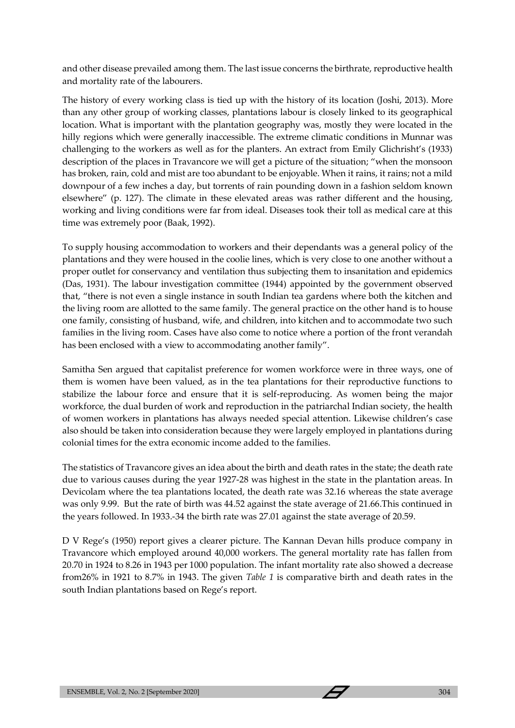and other disease prevailed among them. The last issue concerns the birthrate, reproductive health and mortality rate of the labourers.

The history of every working class is tied up with the history of its location (Joshi, 2013). More than any other group of working classes, plantations labour is closely linked to its geographical location. What is important with the plantation geography was, mostly they were located in the hilly regions which were generally inaccessible. The extreme climatic conditions in Munnar was challenging to the workers as well as for the planters. An extract from Emily Glichrisht's (1933) description of the places in Travancore we will get a picture of the situation; "when the monsoon has broken, rain, cold and mist are too abundant to be enjoyable. When it rains, it rains; not a mild downpour of a few inches a day, but torrents of rain pounding down in a fashion seldom known elsewhere" (p. 127). The climate in these elevated areas was rather different and the housing, working and living conditions were far from ideal. Diseases took their toll as medical care at this time was extremely poor (Baak, 1992).

To supply housing accommodation to workers and their dependants was a general policy of the plantations and they were housed in the coolie lines, which is very close to one another without a proper outlet for conservancy and ventilation thus subjecting them to insanitation and epidemics (Das, 1931). The labour investigation committee (1944) appointed by the government observed that, "there is not even a single instance in south Indian tea gardens where both the kitchen and the living room are allotted to the same family. The general practice on the other hand is to house one family, consisting of husband, wife, and children, into kitchen and to accommodate two such families in the living room. Cases have also come to notice where a portion of the front verandah has been enclosed with a view to accommodating another family".

Samitha Sen argued that capitalist preference for women workforce were in three ways, one of them is women have been valued, as in the tea plantations for their reproductive functions to stabilize the labour force and ensure that it is self-reproducing. As women being the major workforce, the dual burden of work and reproduction in the patriarchal Indian society, the health of women workers in plantations has always needed special attention. Likewise children's case also should be taken into consideration because they were largely employed in plantations during colonial times for the extra economic income added to the families.

The statistics of Travancore gives an idea about the birth and death rates in the state; the death rate due to various causes during the year 1927-28 was highest in the state in the plantation areas. In Devicolam where the tea plantations located, the death rate was 32.16 whereas the state average was only 9.99. But the rate of birth was 44.52 against the state average of 21.66.This continued in the years followed. In 1933.-34 the birth rate was 27.01 against the state average of 20.59.

D V Rege's (1950) report gives a clearer picture. The Kannan Devan hills produce company in Travancore which employed around 40,000 workers. The general mortality rate has fallen from 20.70 in 1924 to 8.26 in 1943 per 1000 population. The infant mortality rate also showed a decrease from26% in 1921 to 8.7% in 1943. The given *Table 1* is comparative birth and death rates in the south Indian plantations based on Rege's report.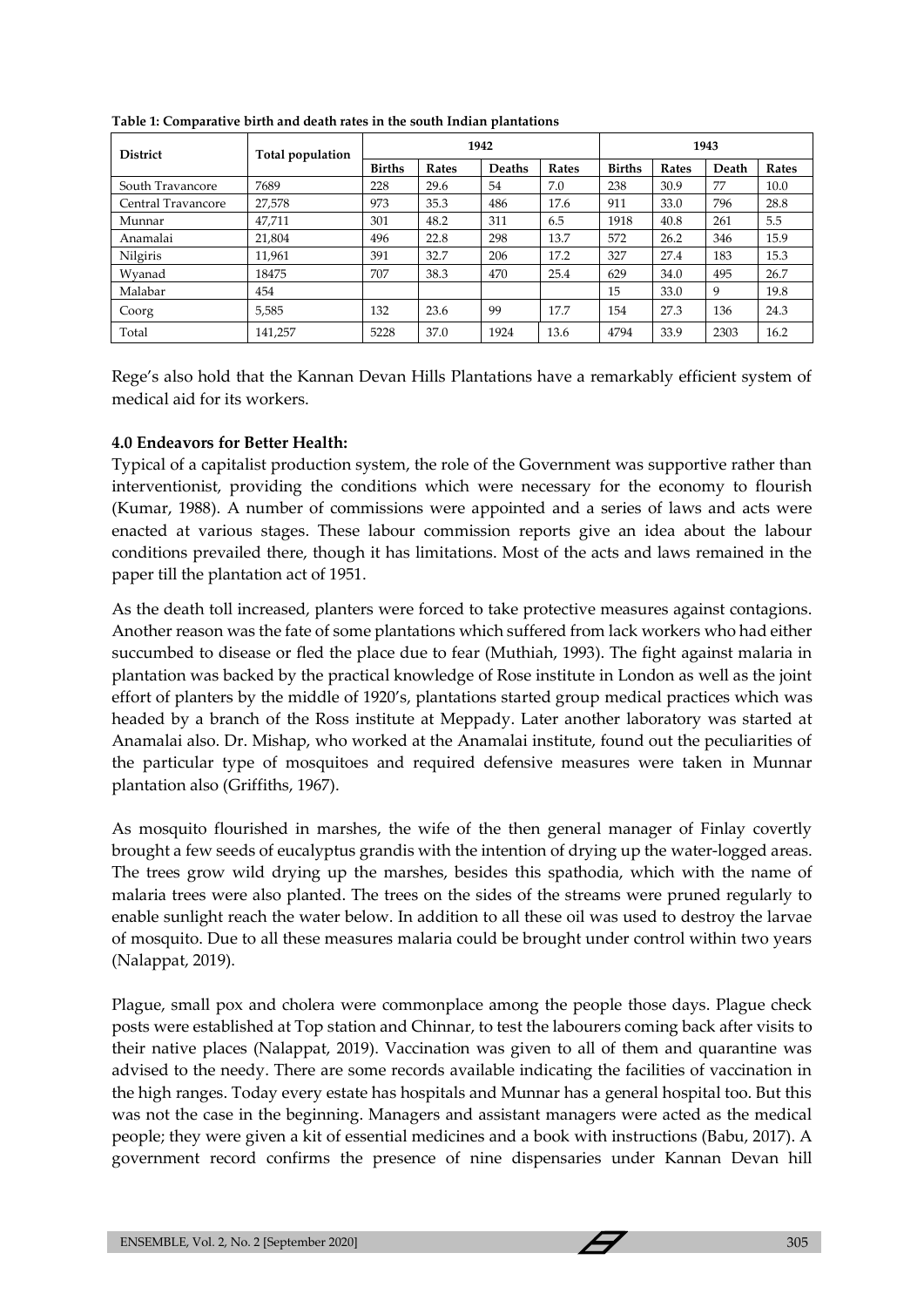**Table 1: Comparative birth and death rates in the south Indian plantations**

| District | Total population | 1942 | | | | 1943 | | | |
|---|---|---|---|---|---|---|---|---|---|
| | | Births | Rates | Deaths | Rates | Births | Rates | Death | Rates |
| South Travancore | 7689 | 228 | 29.6 | 54 | 7.0 | 238 | 30.9 | 77 | 10.0 |
| Central Travancore | 27,578 | 973 | 35.3 | 486 | 17.6 | 911 | 33.0 | 796 | 28.8 |
| Munnar | 47,711 | 301 | 48.2 | 311 | 6.5 | 1918 | 40.8 | 261 | 5.5 |
| Anamalai | 21,804 | 496 | 22.8 | 298 | 13.7 | 572 | 26.2 | 346 | 15.9 |
| Nilgiris | 11,961 | 391 | 32.7 | 206 | 17.2 | 327 | 27.4 | 183 | 15.3 |
| Wyanad | 18475 | 707 | 38.3 | 470 | 25.4 | 629 | 34.0 | 495 | 26.7 |
| Malabar | 454 | | | | | 15 | 33.0 | 9 | 19.8 |
| Coorg | 5,585 | 132 | 23.6 | 99 | 17.7 | 154 | 27.3 | 136 | 24.3 |
| Total | 141,257 | 5228 | 37.0 | 1924 | 13.6 | 4794 | 33.9 | 2303 | 16.2 |

Rege's also hold that the Kannan Devan Hills Plantations have a remarkably efficient system of medical aid for its workers.

### 4.0 Endeavors for Better Health:

Typical of a capitalist production system, the role of the Government was supportive rather than interventionist, providing the conditions which were necessary for the economy to flourish (Kumar, 1988). A number of commissions were appointed and a series of laws and acts were enacted at various stages. These labour commission reports give an idea about the labour conditions prevailed there, though it has limitations. Most of the acts and laws remained in the paper till the plantation act of 1951.

As the death toll increased, planters were forced to take protective measures against contagions. Another reason was the fate of some plantations which suffered from lack workers who had either succumbed to disease or fled the place due to fear (Muthiah, 1993). The fight against malaria in plantation was backed by the practical knowledge of Rose institute in London as well as the joint effort of planters by the middle of 1920's, plantations started group medical practices which was headed by a branch of the Ross institute at Meppady. Later another laboratory was started at Anamalai also. Dr. Mishap, who worked at the Anamalai institute, found out the peculiarities of the particular type of mosquitoes and required defensive measures were taken in Munnar plantation also (Griffiths, 1967).

As mosquito flourished in marshes, the wife of the then general manager of Finlay covertly brought a few seeds of eucalyptus grandis with the intention of drying up the water-logged areas. The trees grow wild drying up the marshes, besides this spathodia, which with the name of malaria trees were also planted. The trees on the sides of the streams were pruned regularly to enable sunlight reach the water below. In addition to all these oil was used to destroy the larvae of mosquito. Due to all these measures malaria could be brought under control within two years (Nalappat, 2019).

Plague, small pox and cholera were commonplace among the people those days. Plague check posts were established at Top station and Chinnar, to test the labourers coming back after visits to their native places (Nalappat, 2019). Vaccination was given to all of them and quarantine was advised to the needy. There are some records available indicating the facilities of vaccination in the high ranges. Today every estate has hospitals and Munnar has a general hospital too. But this was not the case in the beginning. Managers and assistant managers were acted as the medical people; they were given a kit of essential medicines and a book with instructions (Babu, 2017). A government record confirms the presence of nine dispensaries under Kannan Devan hill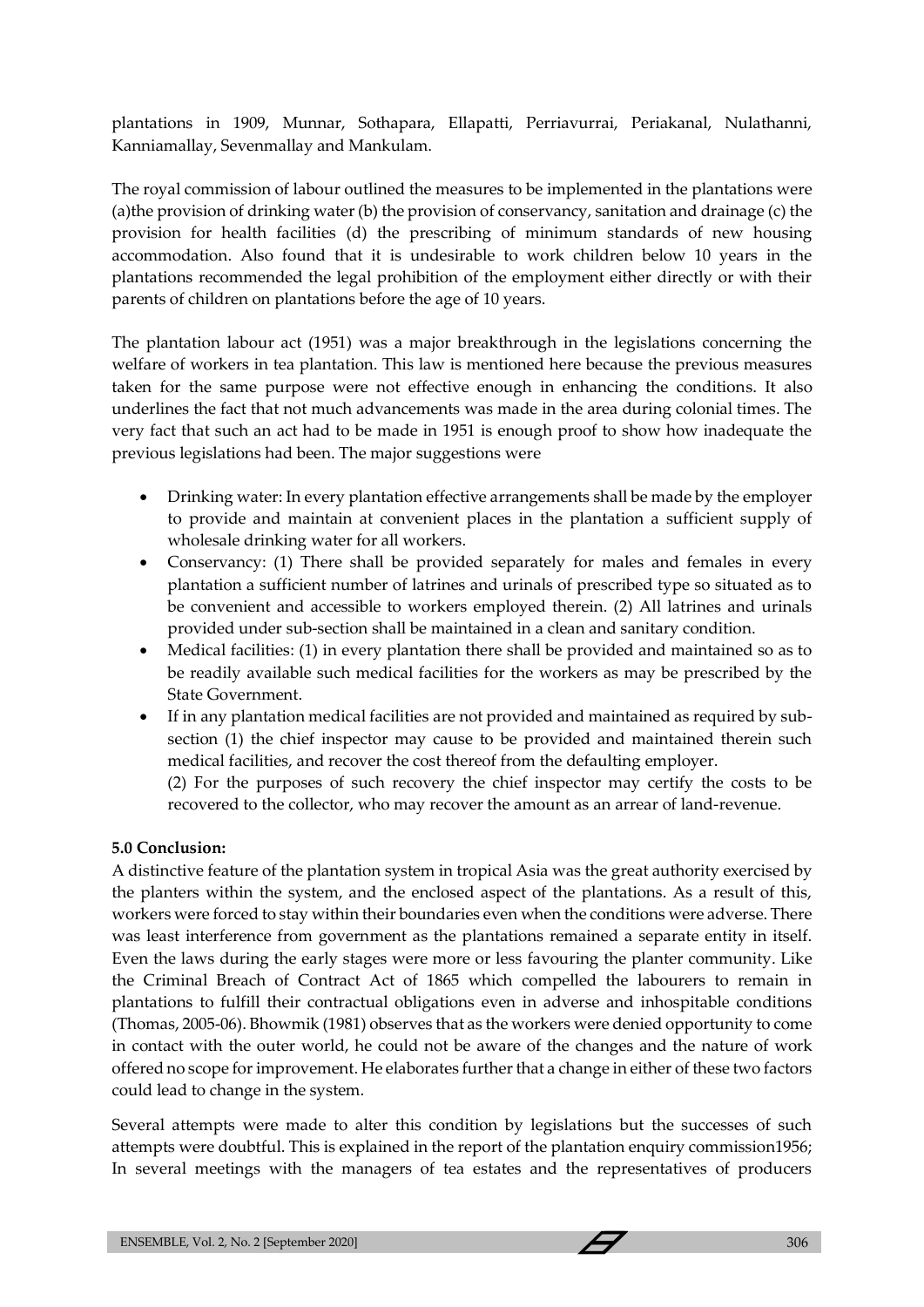plantations in 1909, Munnar, Sothapara, Ellapatti, Perriavurrai, Periakanal, Nulathanni, Kanniamallay, Sevenmallay and Mankulam.

The royal commission of labour outlined the measures to be implemented in the plantations were (a)the provision of drinking water (b) the provision of conservancy, sanitation and drainage (c) the provision for health facilities (d) the prescribing of minimum standards of new housing accommodation. Also found that it is undesirable to work children below 10 years in the plantations recommended the legal prohibition of the employment either directly or with their parents of children on plantations before the age of 10 years.

The plantation labour act (1951) was a major breakthrough in the legislations concerning the welfare of workers in tea plantation. This law is mentioned here because the previous measures taken for the same purpose were not effective enough in enhancing the conditions. It also underlines the fact that not much advancements was made in the area during colonial times. The very fact that such an act had to be made in 1951 is enough proof to show how inadequate the previous legislations had been. The major suggestions were

- Drinking water: In every plantation effective arrangements shall be made by the employer to provide and maintain at convenient places in the plantation a sufficient supply of wholesale drinking water for all workers.
- Conservancy: (1) There shall be provided separately for males and females in every plantation a sufficient number of latrines and urinals of prescribed type so situated as to be convenient and accessible to workers employed therein. (2) All latrines and urinals provided under sub-section shall be maintained in a clean and sanitary condition.
- Medical facilities: (1) in every plantation there shall be provided and maintained so as to be readily available such medical facilities for the workers as may be prescribed by the State Government.
- If in any plantation medical facilities are not provided and maintained as required by sub-section (1) the chief inspector may cause to be provided and maintained therein such medical facilities, and recover the cost thereof from the defaulting employer.
  (2) For the purposes of such recovery the chief inspector may certify the costs to be recovered to the collector, who may recover the amount as an arrear of land-revenue.

**5.0 Conclusion:**

A distinctive feature of the plantation system in tropical Asia was the great authority exercised by the planters within the system, and the enclosed aspect of the plantations. As a result of this, workers were forced to stay within their boundaries even when the conditions were adverse. There was least interference from government as the plantations remained a separate entity in itself. Even the laws during the early stages were more or less favouring the planter community. Like the Criminal Breach of Contract Act of 1865 which compelled the labourers to remain in plantations to fulfill their contractual obligations even in adverse and inhospitable conditions (Thomas, 2005-06). Bhowmik (1981) observes that as the workers were denied opportunity to come in contact with the outer world, he could not be aware of the changes and the nature of work offered no scope for improvement. He elaborates further that a change in either of these two factors could lead to change in the system.

Several attempts were made to alter this condition by legislations but the successes of such attempts were doubtful. This is explained in the report of the plantation enquiry commission1956; In several meetings with the managers of tea estates and the representatives of producers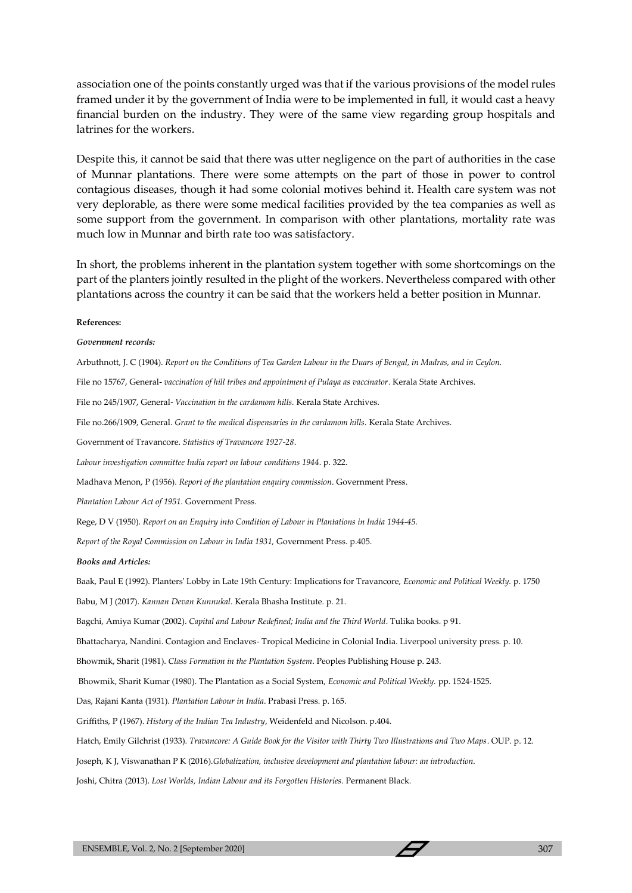association one of the points constantly urged was that if the various provisions of the model rules framed under it by the government of India were to be implemented in full, it would cast a heavy financial burden on the industry. They were of the same view regarding group hospitals and latrines for the workers.

Despite this, it cannot be said that there was utter negligence on the part of authorities in the case of Munnar plantations. There were some attempts on the part of those in power to control contagious diseases, though it had some colonial motives behind it. Health care system was not very deplorable, as there were some medical facilities provided by the tea companies as well as some support from the government. In comparison with other plantations, mortality rate was much low in Munnar and birth rate too was satisfactory.

In short, the problems inherent in the plantation system together with some shortcomings on the part of the planters jointly resulted in the plight of the workers. Nevertheless compared with other plantations across the country it can be said that the workers held a better position in Munnar.

**References:**

***Government records:***

Arbuthnott, J. C (1904). *Report on the Conditions of Tea Garden Labour in the Duars of Bengal, in Madras, and in Ceylon.*

File no 15767, General- *vaccination of hill tribes and appointment of Pulaya as vaccinator*. Kerala State Archives.

File no 245/1907, General- *Vaccination in the cardamom hills.* Kerala State Archives.

File no.266/1909, General. *Grant to the medical dispensaries in the cardamom hills.* Kerala State Archives.

Government of Travancore. *Statistics of Travancore 1927-28.*

*Labour investigation committee India report on labour conditions 1944*. p. 322.

Madhava Menon, P (1956). *Report of the plantation enquiry commission*. Government Press.

*Plantation Labour Act of 1951.* Government Press.

Rege, D V (1950). *Report on an Enquiry into Condition of Labour in Plantations in India 1944-45.*

*Report of the Royal Commission on Labour in India 1931,* Government Press. p.405.

***Books and Articles:***

Baak, Paul E (1992). Planters' Lobby in Late 19th Century: Implications for Travancore, *Economic and Political Weekly.* p. 1750

Babu, M J (2017). *Kannan Devan Kunnukal*. Kerala Bhasha Institute. p. 21.

Bagchi, Amiya Kumar (2002). *Capital and Labour Redefined; India and the Third World*. Tulika books. p 91.

Bhattacharya, Nandini. Contagion and Enclaves- Tropical Medicine in Colonial India. Liverpool university press. p. 10.

Bhowmik, Sharit (1981). *Class Formation in the Plantation System*. Peoples Publishing House p. 243.

Bhowmik, Sharit Kumar (1980). The Plantation as a Social System, *Economic and Political Weekly.* pp. 1524-1525.

Das, Rajani Kanta (1931). *Plantation Labour in India*. Prabasi Press. p. 165.

Griffiths, P (1967). *History of the Indian Tea Industry*, Weidenfeld and Nicolson. p.404.

Hatch, Emily Gilchrist (1933). *Travancore: A Guide Book for the Visitor with Thirty Two Illustrations and Two Maps*. OUP. p. 12.

Joseph, K J, Viswanathan P K (2016).*Globalization, inclusive development and plantation labour: an introduction.*

Joshi, Chitra (2013). *Lost Worlds, Indian Labour and its Forgotten Histories*. Permanent Black.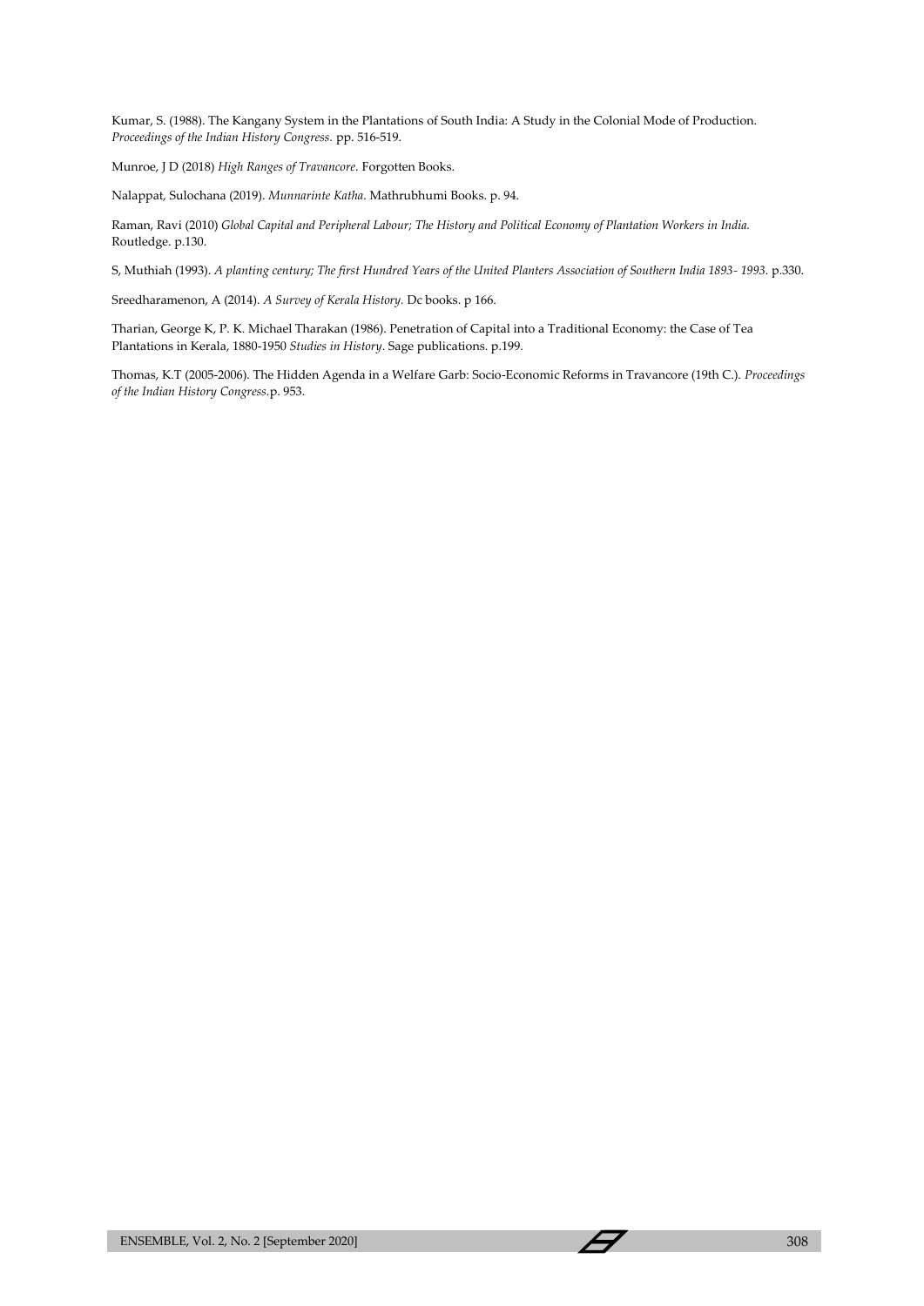Kumar, S. (1988). The Kangany System in the Plantations of South India: A Study in the Colonial Mode of Production. *Proceedings of the Indian History Congress*. pp. 516-519.

Munroe, J D (2018) *High Ranges of Travancore*. Forgotten Books.

Nalappat, Sulochana (2019). *Munnarinte Katha*. Mathrubhumi Books. p. 94.

Raman, Ravi (2010) *Global Capital and Peripheral Labour; The History and Political Economy of Plantation Workers in India.* Routledge. p.130.

S, Muthiah (1993). *A planting century; The first Hundred Years of the United Planters Association of Southern India 1893- 1993*. p.330.

Sreedharamenon, A (2014). *A Survey of Kerala History*. Dc books. p 166.

Tharian, George K, P. K. Michael Tharakan (1986). Penetration of Capital into a Traditional Economy: the Case of Tea Plantations in Kerala, 1880-1950 *Studies in History*. Sage publications. p.199.

Thomas, K.T (2005-2006). The Hidden Agenda in a Welfare Garb: Socio-Economic Reforms in Travancore (19th C.). *Proceedings of the Indian History Congress*.p. 953.